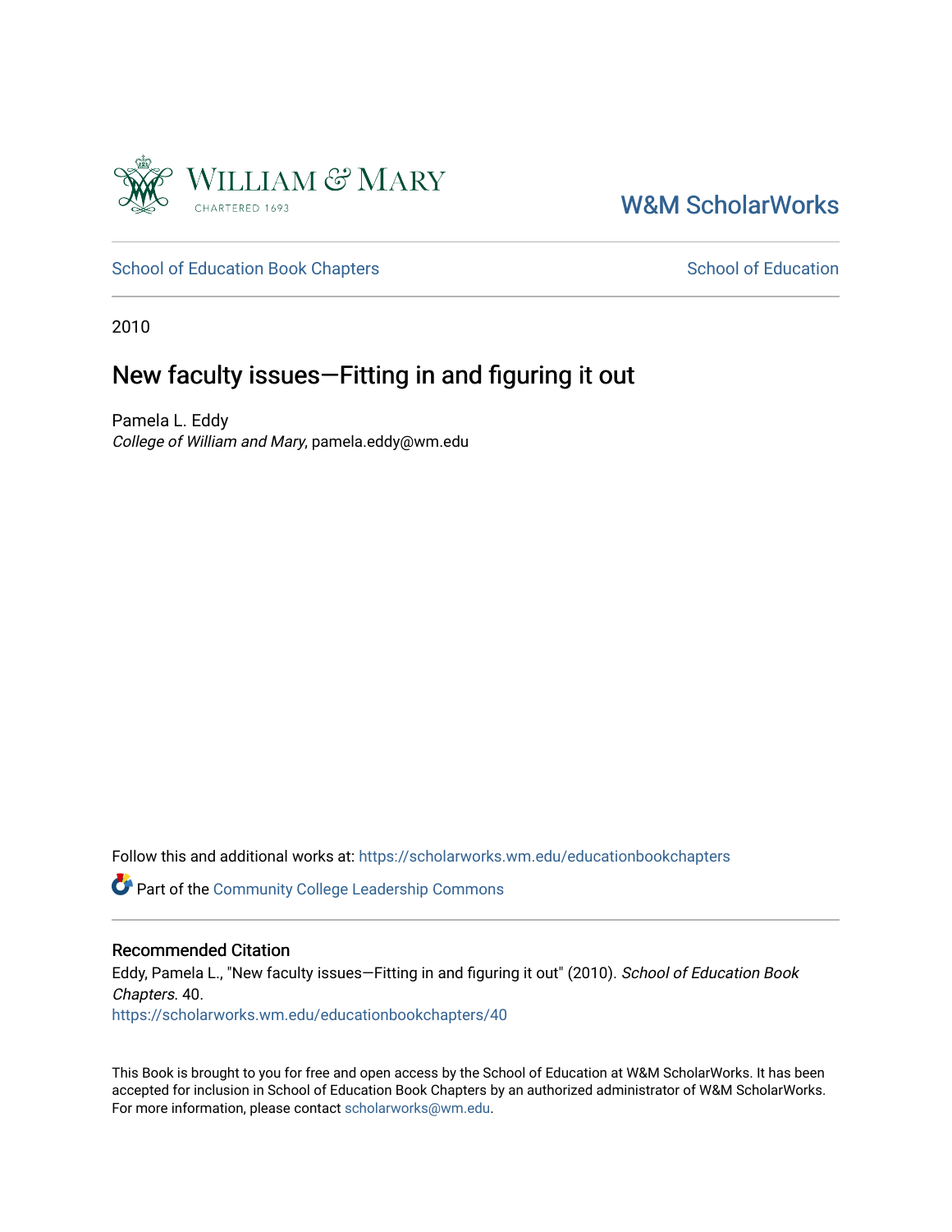W&M ScholarWorks

School of Education Book Chapters

School of Education

2010

# New faculty issues—Fitting in and figuring it out

Pamela L. Eddy
*College of William and Mary*, pamela.eddy@wm.edu

Follow this and additional works at: https://scholarworks.wm.edu/educationbookchapters

Part of the Community College Leadership Commons

## Recommended Citation

Eddy, Pamela L., "New faculty issues—Fitting in and figuring it out" (2010). *School of Education Book Chapters*. 40.
https://scholarworks.wm.edu/educationbookchapters/40

This Book is brought to you for free and open access by the School of Education at W&M ScholarWorks. It has been accepted for inclusion in School of Education Book Chapters by an authorized administrator of W&M ScholarWorks. For more information, please contact scholarworks@wm.edu.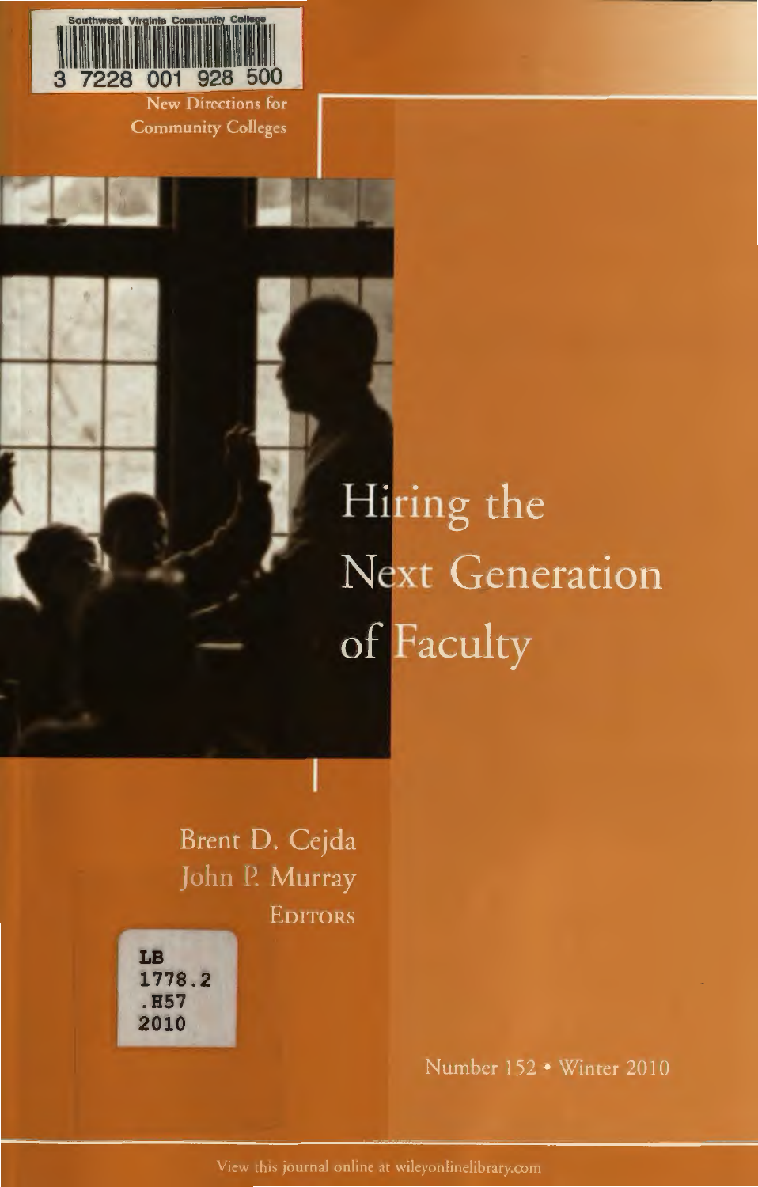Southwest Virginia Community College

3 7228 001 928 500

New Directions for Community Colleges

# Hiring the Next Generation of Faculty

Brent D. Cejda
John P. Murray
EDITORS

LB
1778.2
.H57
2010

Number 152 • Winter 2010

View this journal online at wileyonlinelibrary.com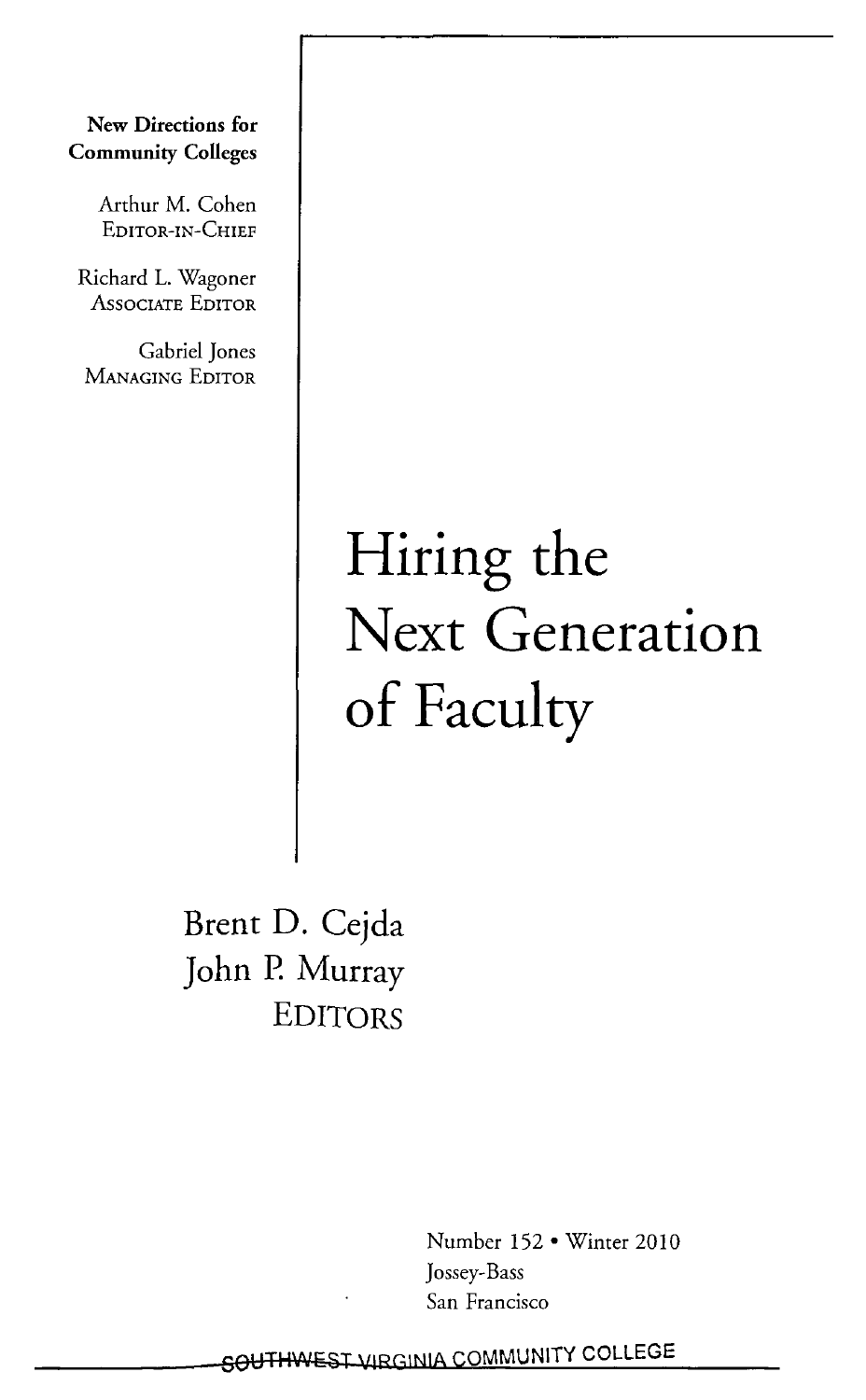**New Directions for Community Colleges**

Arthur M. Cohen
EDITOR-IN-CHIEF

Richard L. Wagoner
ASSOCIATE EDITOR

Gabriel Jones
MANAGING EDITOR

# Hiring the Next Generation of Faculty

Brent D. Cejda
John P. Murray
EDITORS

Number 152 • Winter 2010
Jossey-Bass
San Francisco

SOUTHWEST VIRGINIA COMMUNITY COLLEGE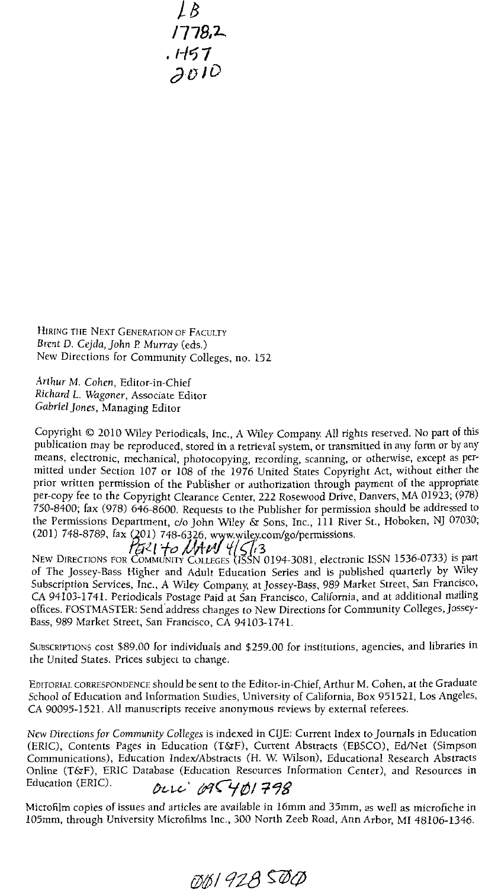LB
1778.2
.H57
2010

HIRING THE NEXT GENERATION OF FACULTY
*Brent D. Cejda, John P. Murray* (eds.)
New Directions for Community Colleges, no. 152

*Arthur M. Cohen*, Editor-in-Chief
*Richard L. Wagoner*, Associate Editor
*Gabriel Jones*, Managing Editor

Copyright © 2010 Wiley Periodicals, Inc., A Wiley Company. All rights reserved. No part of this publication may be reproduced, stored in a retrieval system, or transmitted in any form or by any means, electronic, mechanical, photocopying, recording, scanning, or otherwise, except as permitted under Section 107 or 108 of the 1976 United States Copyright Act, without either the prior written permission of the Publisher or authorization through payment of the appropriate per-copy fee to the Copyright Clearance Center, 222 Rosewood Drive, Danvers, MA 01923; (978) 750-8400; fax (978) 646-8600. Requests to the Publisher for permission should be addressed to the Permissions Department, c/o John Wiley & Sons, Inc., 111 River St., Hoboken, NJ 07030; (201) 748-8789, fax (201) 748-6326, www.wiley.com/go/permissions.

PER 1 to MAIN 4/5/13

NEW DIRECTIONS FOR COMMUNITY COLLEGES (ISSN 0194-3081, electronic ISSN 1536-0733) is part of The Jossey-Bass Higher and Adult Education Series and is published quarterly by Wiley Subscription Services, Inc., A Wiley Company, at Jossey-Bass, 989 Market Street, San Francisco, CA 94103-1741. Periodicals Postage Paid at San Francisco, California, and at additional mailing offices. POSTMASTER: Send address changes to New Directions for Community Colleges, Jossey-Bass, 989 Market Street, San Francisco, CA 94103-1741.

SUBSCRIPTIONS cost $89.00 for individuals and $259.00 for institutions, agencies, and libraries in the United States. Prices subject to change.

EDITORIAL CORRESPONDENCE should be sent to the Editor-in-Chief, Arthur M. Cohen, at the Graduate School of Education and Information Studies, University of California, Box 951521, Los Angeles, CA 90095-1521. All manuscripts receive anonymous reviews by external referees.

*New Directions for Community Colleges* is indexed in CIJE: Current Index to Journals in Education (ERIC), Contents Pages in Education (T&F), Current Abstracts (EBSCO), Ed/Net (Simpson Communications), Education Index/Abstracts (H. W. Wilson), Educational Research Abstracts Online (T&F), ERIC Database (Education Resources Information Center), and Resources in Education (ERIC).

OCLC 09540179 8

Microfilm copies of issues and articles are available in 16mm and 35mm, as well as microfiche in 105mm, through University Microfilms Inc., 300 North Zeeb Road, Ann Arbor, MI 48106-1346.

001928500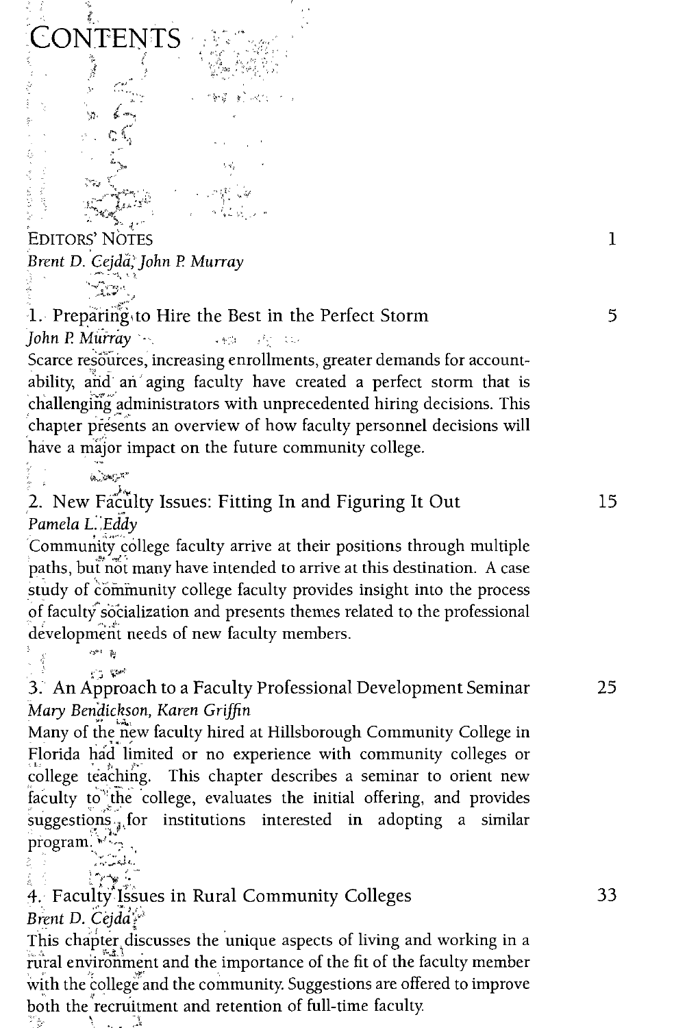# CONTENTS

EDITORS' NOTES 1

*Brent D. Cejda, John P. Murray*

**1. Preparing to Hire the Best in the Perfect Storm** 5

*John P. Murray*

Scarce resources, increasing enrollments, greater demands for accountability, and an aging faculty have created a perfect storm that is challenging administrators with unprecedented hiring decisions. This chapter presents an overview of how faculty personnel decisions will have a major impact on the future community college.

**2. New Faculty Issues: Fitting In and Figuring It Out** 15

*Pamela L. Eddy*

Community college faculty arrive at their positions through multiple paths, but not many have intended to arrive at this destination. A case study of community college faculty provides insight into the process of faculty socialization and presents themes related to the professional development needs of new faculty members.

**3. An Approach to a Faculty Professional Development Seminar** 25

*Mary Bendickson, Karen Griffin*

Many of the new faculty hired at Hillsborough Community College in Florida had limited or no experience with community colleges or college teaching. This chapter describes a seminar to orient new faculty to the college, evaluates the initial offering, and provides suggestions for institutions interested in adopting a similar program.

**4. Faculty Issues in Rural Community Colleges** 33

*Brent D. Cejda*

This chapter discusses the unique aspects of living and working in a rural environment and the importance of the fit of the faculty member with the college and the community. Suggestions are offered to improve both the recruitment and retention of full-time faculty.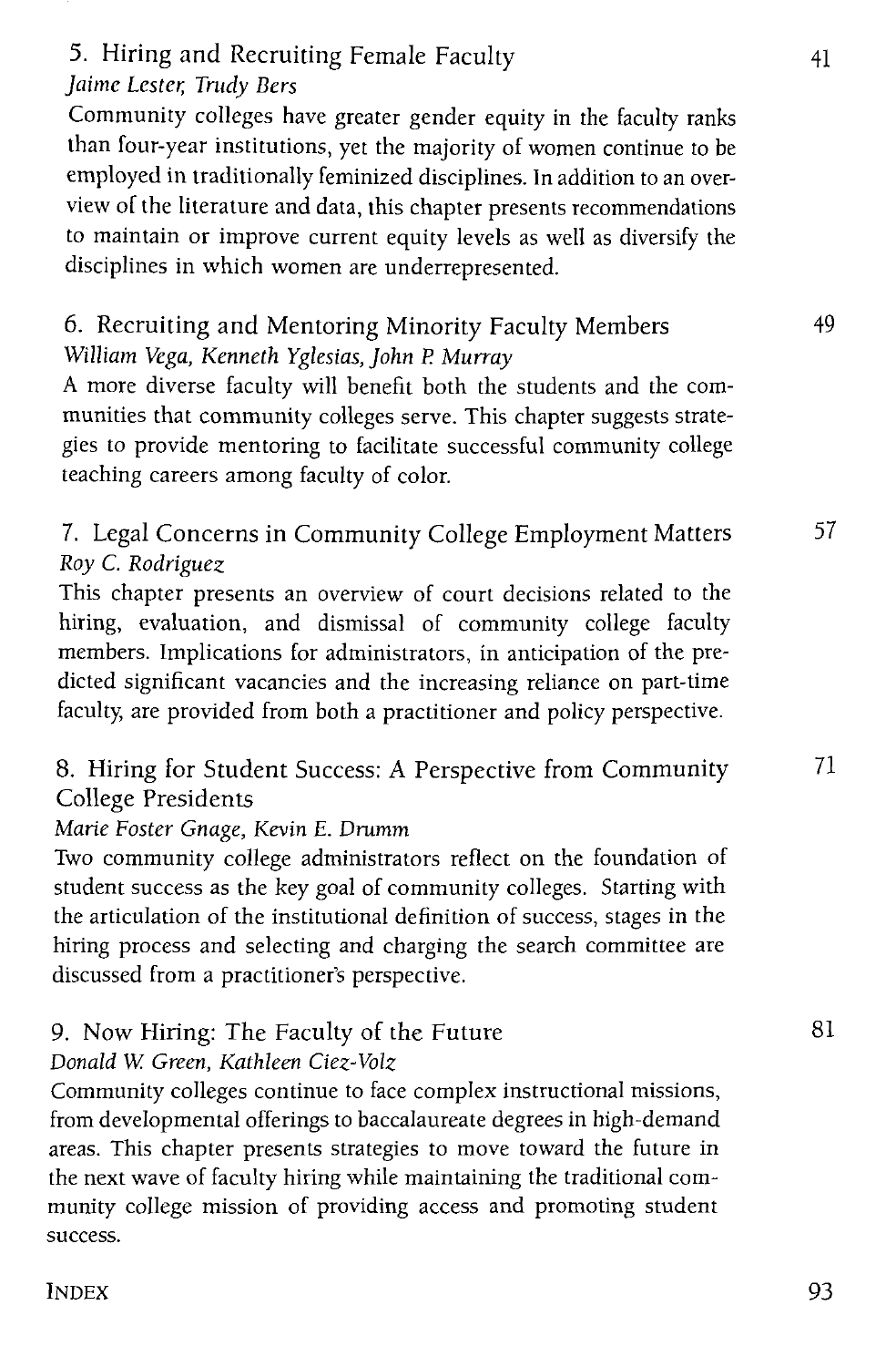## 5. Hiring and Recruiting Female Faculty — 41

*Jaime Lester, Trudy Bers*

Community colleges have greater gender equity in the faculty ranks than four-year institutions, yet the majority of women continue to be employed in traditionally feminized disciplines. In addition to an overview of the literature and data, this chapter presents recommendations to maintain or improve current equity levels as well as diversify the disciplines in which women are underrepresented.

## 6. Recruiting and Mentoring Minority Faculty Members — 49

*William Vega, Kenneth Yglesias, John P. Murray*

A more diverse faculty will benefit both the students and the communities that community colleges serve. This chapter suggests strategies to provide mentoring to facilitate successful community college teaching careers among faculty of color.

## 7. Legal Concerns in Community College Employment Matters — 57

*Roy C. Rodriguez*

This chapter presents an overview of court decisions related to the hiring, evaluation, and dismissal of community college faculty members. Implications for administrators, in anticipation of the predicted significant vacancies and the increasing reliance on part-time faculty, are provided from both a practitioner and policy perspective.

## 8. Hiring for Student Success: A Perspective from Community College Presidents — 71

*Marie Foster Gnage, Kevin E. Drumm*

Two community college administrators reflect on the foundation of student success as the key goal of community colleges. Starting with the articulation of the institutional definition of success, stages in the hiring process and selecting and charging the search committee are discussed from a practitioner's perspective.

## 9. Now Hiring: The Faculty of the Future — 81

*Donald W. Green, Kathleen Ciez-Volz*

Community colleges continue to face complex instructional missions, from developmental offerings to baccalaureate degrees in high-demand areas. This chapter presents strategies to move toward the future in the next wave of faculty hiring while maintaining the traditional community college mission of providing access and promoting student success.

## INDEX — 93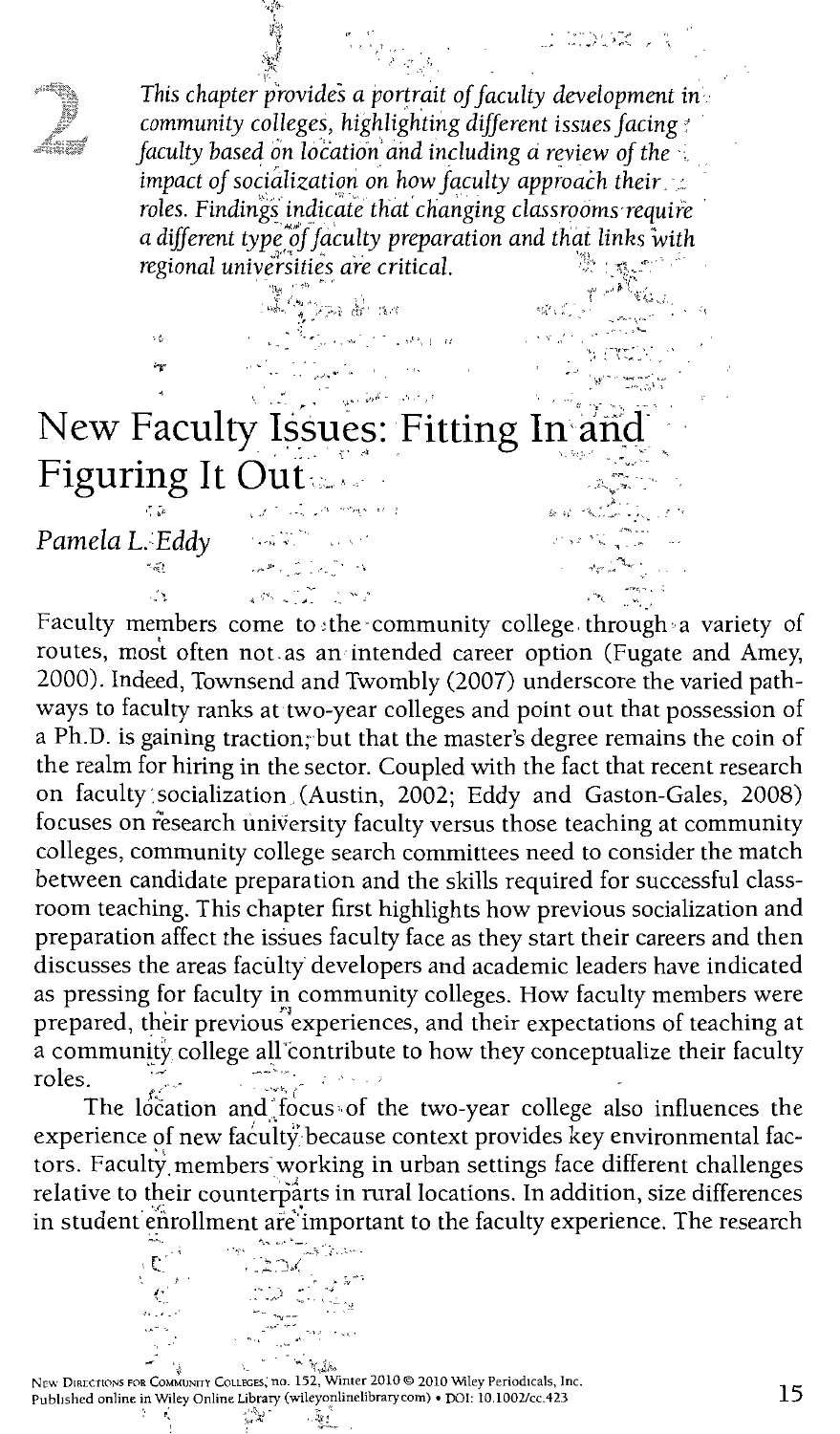2

*This chapter provides a portrait of faculty development in community colleges, highlighting different issues facing faculty based on location and including a review of the impact of socialization on how faculty approach their roles. Findings indicate that changing classrooms require a different type of faculty preparation and that links with regional universities are critical.*

# New Faculty Issues: Fitting In and Figuring It Out

*Pamela L. Eddy*

Faculty members come to the community college through a variety of routes, most often not as an intended career option (Fugate and Amey, 2000). Indeed, Townsend and Twombly (2007) underscore the varied pathways to faculty ranks at two-year colleges and point out that possession of a Ph.D. is gaining traction, but that the master's degree remains the coin of the realm for hiring in the sector. Coupled with the fact that recent research on faculty socialization (Austin, 2002; Eddy and Gaston-Gales, 2008) focuses on research university faculty versus those teaching at community colleges, community college search committees need to consider the match between candidate preparation and the skills required for successful classroom teaching. This chapter first highlights how previous socialization and preparation affect the issues faculty face as they start their careers and then discusses the areas faculty developers and academic leaders have indicated as pressing for faculty in community colleges. How faculty members were prepared, their previous experiences, and their expectations of teaching at a community college all contribute to how they conceptualize their faculty roles.

The location and focus of the two-year college also influences the experience of new faculty because context provides key environmental factors. Faculty members working in urban settings face different challenges relative to their counterparts in rural locations. In addition, size differences in student enrollment are important to the faculty experience. The research

New Directions for Community Colleges, no. 152, Winter 2010 © 2010 Wiley Periodicals, Inc.
Published online in Wiley Online Library (wileyonlinelibrary.com) • DOI: 10.1002/cc.423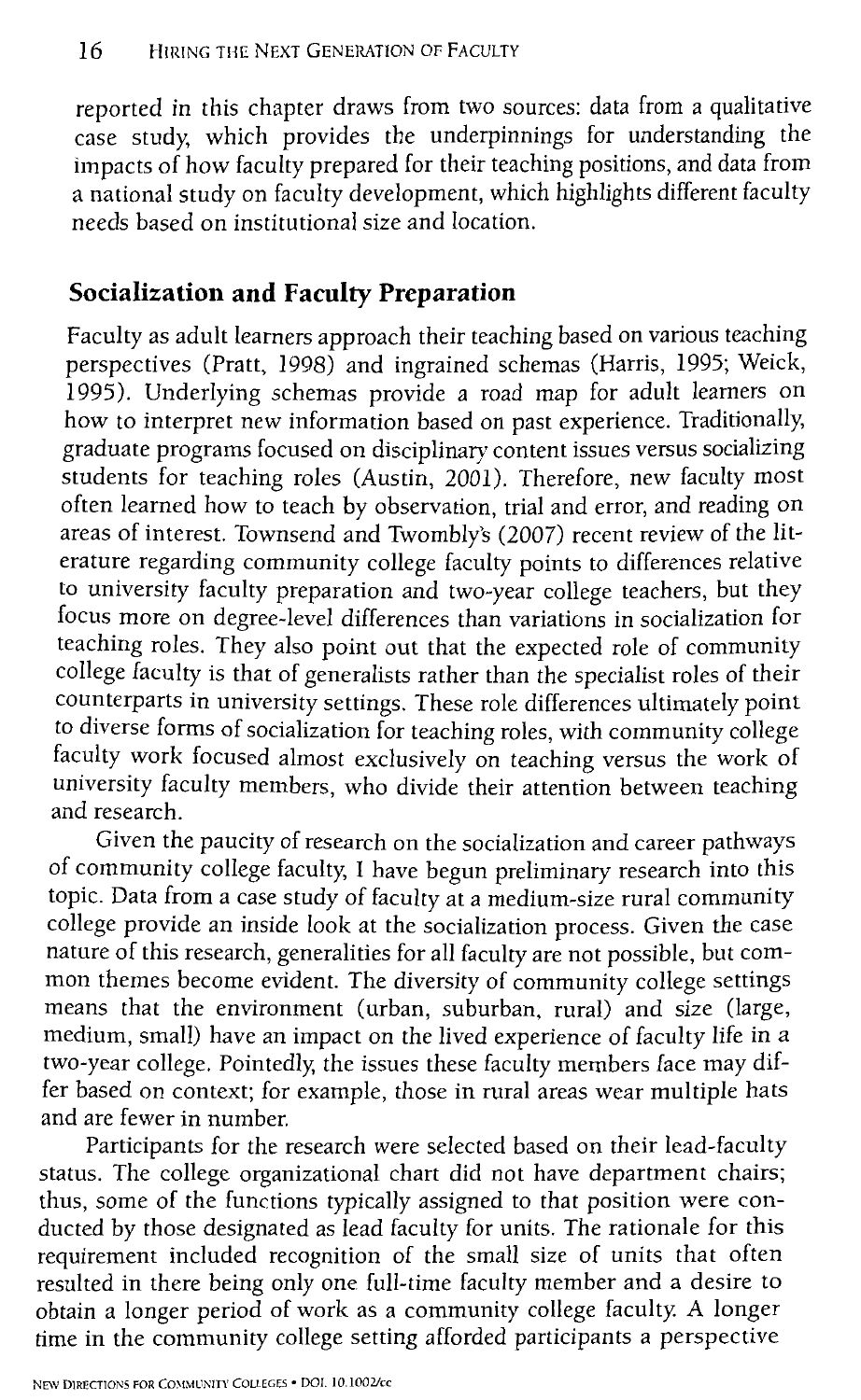reported in this chapter draws from two sources: data from a qualitative case study, which provides the underpinnings for understanding the impacts of how faculty prepared for their teaching positions, and data from a national study on faculty development, which highlights different faculty needs based on institutional size and location.

## Socialization and Faculty Preparation

Faculty as adult learners approach their teaching based on various teaching perspectives (Pratt, 1998) and ingrained schemas (Harris, 1995; Weick, 1995). Underlying schemas provide a road map for adult learners on how to interpret new information based on past experience. Traditionally, graduate programs focused on disciplinary content issues versus socializing students for teaching roles (Austin, 2001). Therefore, new faculty most often learned how to teach by observation, trial and error, and reading on areas of interest. Townsend and Twombly's (2007) recent review of the literature regarding community college faculty points to differences relative to university faculty preparation and two-year college teachers, but they focus more on degree-level differences than variations in socialization for teaching roles. They also point out that the expected role of community college faculty is that of generalists rather than the specialist roles of their counterparts in university settings. These role differences ultimately point to diverse forms of socialization for teaching roles, with community college faculty work focused almost exclusively on teaching versus the work of university faculty members, who divide their attention between teaching and research.

Given the paucity of research on the socialization and career pathways of community college faculty, I have begun preliminary research into this topic. Data from a case study of faculty at a medium-size rural community college provide an inside look at the socialization process. Given the case nature of this research, generalities for all faculty are not possible, but common themes become evident. The diversity of community college settings means that the environment (urban, suburban, rural) and size (large, medium, small) have an impact on the lived experience of faculty life in a two-year college. Pointedly, the issues these faculty members face may differ based on context; for example, those in rural areas wear multiple hats and are fewer in number.

Participants for the research were selected based on their lead-faculty status. The college organizational chart did not have department chairs; thus, some of the functions typically assigned to that position were conducted by those designated as lead faculty for units. The rationale for this requirement included recognition of the small size of units that often resulted in there being only one full-time faculty member and a desire to obtain a longer period of work as a community college faculty. A longer time in the community college setting afforded participants a perspective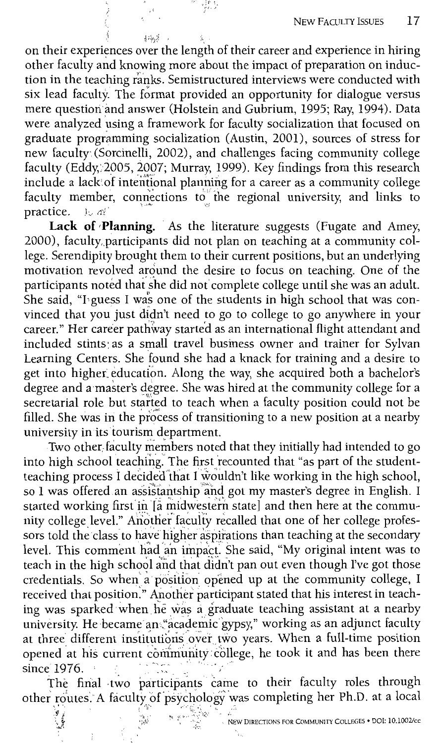on their experiences over the length of their career and experience in hiring other faculty and knowing more about the impact of preparation on induction in the teaching ranks. Semistructured interviews were conducted with six lead faculty. The format provided an opportunity for dialogue versus mere question and answer (Holstein and Gubrium, 1995; Ray, 1994). Data were analyzed using a framework for faculty socialization that focused on graduate programming socialization (Austin, 2001), sources of stress for new faculty (Sorcinelli, 2002), and challenges facing community college faculty (Eddy, 2005, 2007; Murray, 1999). Key findings from this research include a lack of intentional planning for a career as a community college faculty member, connections to the regional university, and links to practice.

**Lack of Planning.** As the literature suggests (Fugate and Amey, 2000), faculty participants did not plan on teaching at a community college. Serendipity brought them to their current positions, but an underlying motivation revolved around the desire to focus on teaching. One of the participants noted that she did not complete college until she was an adult. She said, "I guess I was one of the students in high school that was convinced that you just didn't need to go to college to go anywhere in your career." Her career pathway started as an international flight attendant and included stints as a small travel business owner and trainer for Sylvan Learning Centers. She found she had a knack for training and a desire to get into higher education. Along the way, she acquired both a bachelor's degree and a master's degree. She was hired at the community college for a secretarial role but started to teach when a faculty position could not be filled. She was in the process of transitioning to a new position at a nearby university in its tourism department.

Two other faculty members noted that they initially had intended to go into high school teaching. The first recounted that "as part of the student-teaching process I decided that I wouldn't like working in the high school, so I was offered an assistantship and got my master's degree in English. I started working first in [a midwestern state] and then here at the community college level." Another faculty recalled that one of her college professors told the class to have higher aspirations than teaching at the secondary level. This comment had an impact. She said, "My original intent was to teach in the high school and that didn't pan out even though I've got those credentials. So when a position opened up at the community college, I received that position." Another participant stated that his interest in teaching was sparked when he was a graduate teaching assistant at a nearby university. He became an "academic gypsy," working as an adjunct faculty at three different institutions over two years. When a full-time position opened at his current community college, he took it and has been there since 1976.

The final two participants came to their faculty roles through other routes. A faculty of psychology was completing her Ph.D. at a local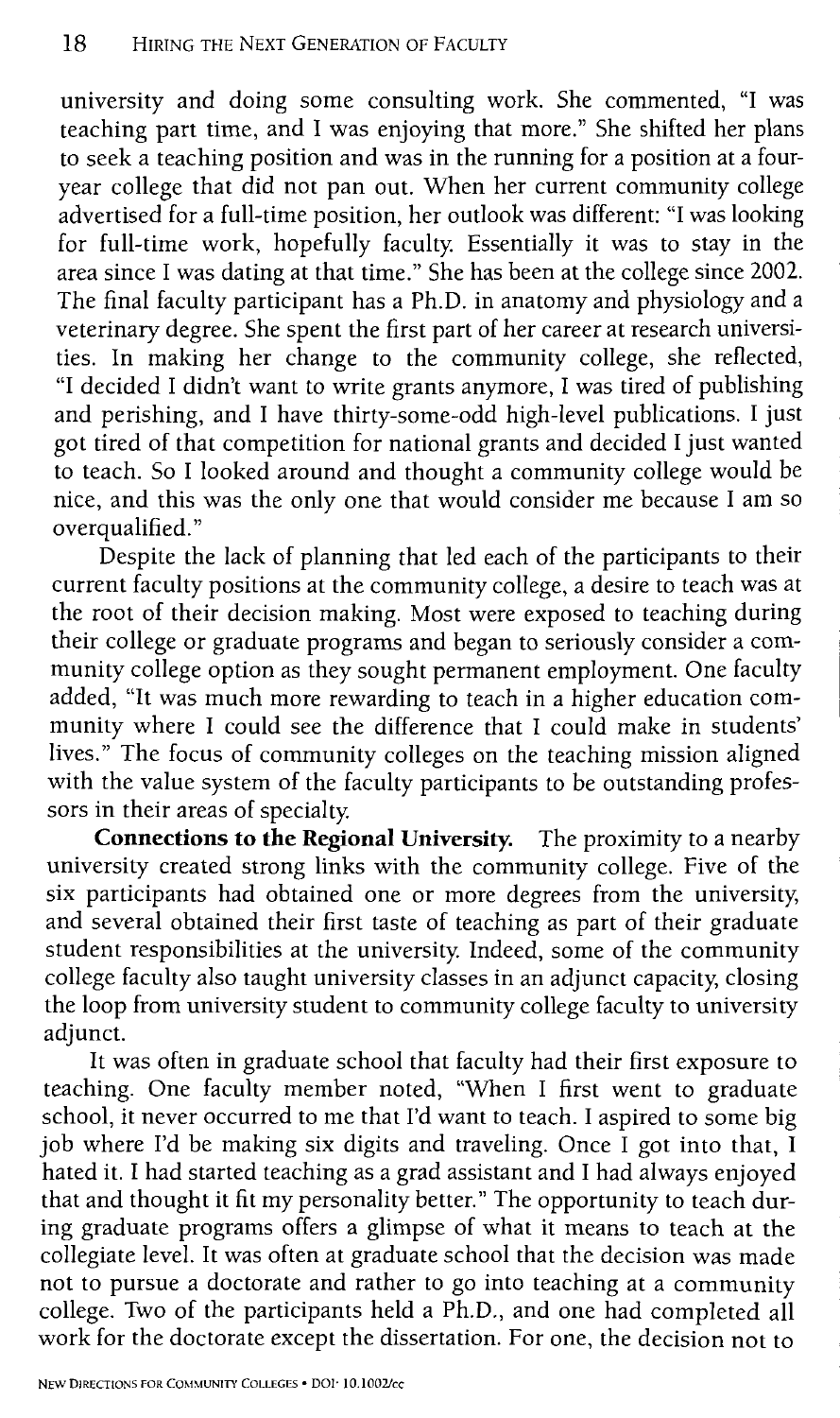university and doing some consulting work. She commented, "I was teaching part time, and I was enjoying that more." She shifted her plans to seek a teaching position and was in the running for a position at a four-year college that did not pan out. When her current community college advertised for a full-time position, her outlook was different: "I was looking for full-time work, hopefully faculty. Essentially it was to stay in the area since I was dating at that time." She has been at the college since 2002. The final faculty participant has a Ph.D. in anatomy and physiology and a veterinary degree. She spent the first part of her career at research universities. In making her change to the community college, she reflected, "I decided I didn't want to write grants anymore, I was tired of publishing and perishing, and I have thirty-some-odd high-level publications. I just got tired of that competition for national grants and decided I just wanted to teach. So I looked around and thought a community college would be nice, and this was the only one that would consider me because I am so overqualified."

Despite the lack of planning that led each of the participants to their current faculty positions at the community college, a desire to teach was at the root of their decision making. Most were exposed to teaching during their college or graduate programs and began to seriously consider a community college option as they sought permanent employment. One faculty added, "It was much more rewarding to teach in a higher education community where I could see the difference that I could make in students' lives." The focus of community colleges on the teaching mission aligned with the value system of the faculty participants to be outstanding professors in their areas of specialty.

**Connections to the Regional University.** The proximity to a nearby university created strong links with the community college. Five of the six participants had obtained one or more degrees from the university, and several obtained their first taste of teaching as part of their graduate student responsibilities at the university. Indeed, some of the community college faculty also taught university classes in an adjunct capacity, closing the loop from university student to community college faculty to university adjunct.

It was often in graduate school that faculty had their first exposure to teaching. One faculty member noted, "When I first went to graduate school, it never occurred to me that I'd want to teach. I aspired to some big job where I'd be making six digits and traveling. Once I got into that, I hated it. I had started teaching as a grad assistant and I had always enjoyed that and thought it fit my personality better." The opportunity to teach during graduate programs offers a glimpse of what it means to teach at the collegiate level. It was often at graduate school that the decision was made not to pursue a doctorate and rather to go into teaching at a community college. Two of the participants held a Ph.D., and one had completed all work for the doctorate except the dissertation. For one, the decision not to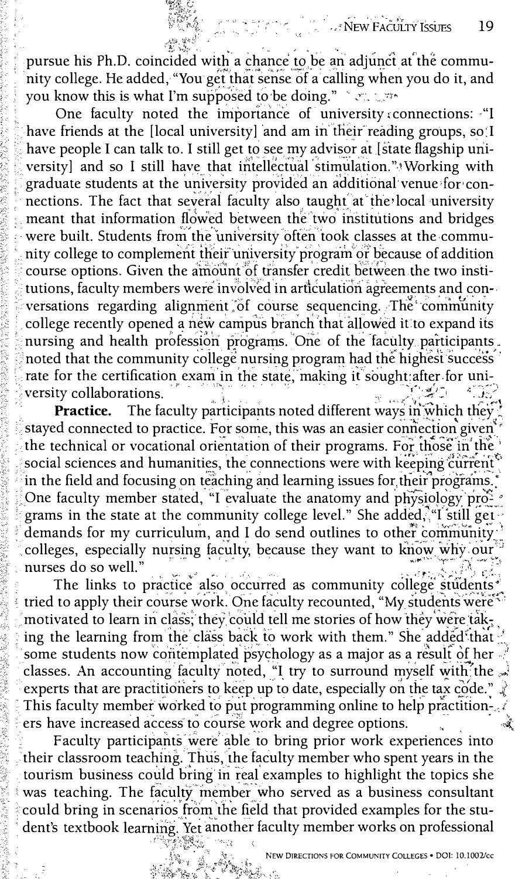pursue his Ph.D. coincided with a chance to be an adjunct at the community college. He added, "You get that sense of a calling when you do it, and you know this is what I'm supposed to be doing."

One faculty noted the importance of university connections: "I have friends at the [local university] and am in their reading groups, so I have people I can talk to. I still get to see my advisor at [state flagship university] and so I still have that intellectual stimulation." Working with graduate students at the university provided an additional venue for connections. The fact that several faculty also taught at the local university meant that information flowed between the two institutions and bridges were built. Students from the university often took classes at the community college to complement their university program or because of addition course options. Given the amount of transfer credit between the two institutions, faculty members were involved in articulation agreements and conversations regarding alignment of course sequencing. The community college recently opened a new campus branch that allowed it to expand its nursing and health profession programs. One of the faculty participants noted that the community college nursing program had the highest success rate for the certification exam in the state, making it sought-after for university collaborations.

**Practice.** The faculty participants noted different ways in which they stayed connected to practice. For some, this was an easier connection given the technical or vocational orientation of their programs. For those in the social sciences and humanities, the connections were with keeping current in the field and focusing on teaching and learning issues for their programs. One faculty member stated, "I evaluate the anatomy and physiology programs in the state at the community college level." She added, "I still get demands for my curriculum, and I do send outlines to other community colleges, especially nursing faculty, because they want to know why our nurses do so well."

The links to practice also occurred as community college students tried to apply their course work. One faculty recounted, "My students were motivated to learn in class; they could tell me stories of how they were taking the learning from the class back to work with them." She added that some students now contemplated psychology as a major as a result of her classes. An accounting faculty noted, "I try to surround myself with the experts that are practitioners to keep up to date, especially on the tax code." This faculty member worked to put programming online to help practitioners have increased access to course work and degree options.

Faculty participants were able to bring prior work experiences into their classroom teaching. Thus, the faculty member who spent years in the tourism business could bring in real examples to highlight the topics she was teaching. The faculty member who served as a business consultant could bring in scenarios from the field that provided examples for the student's textbook learning. Yet another faculty member works on professional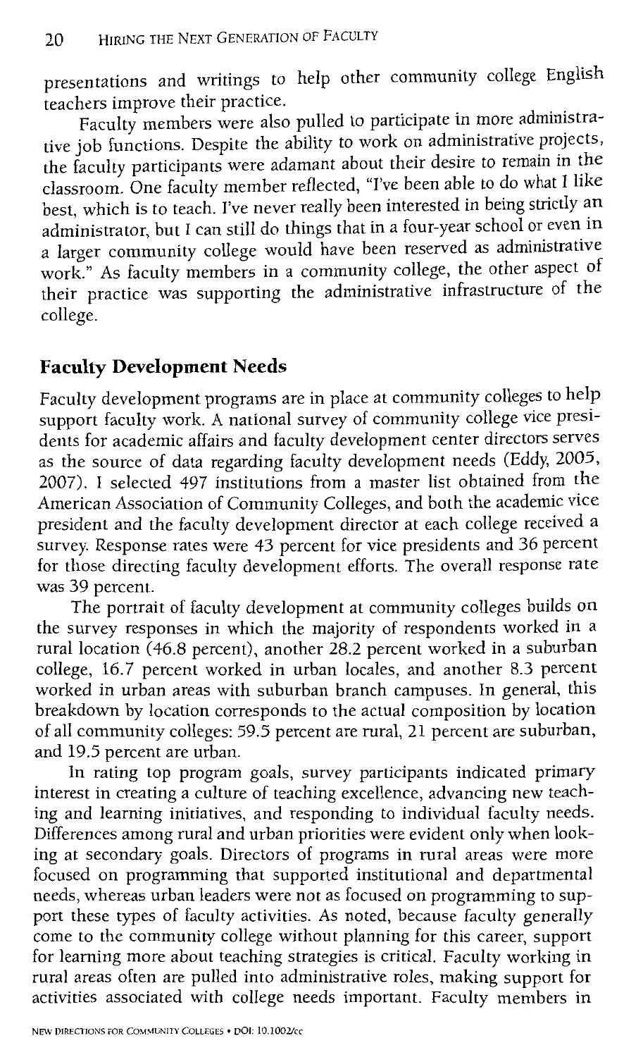presentations and writings to help other community college English teachers improve their practice.

Faculty members were also pulled to participate in more administrative job functions. Despite the ability to work on administrative projects, the faculty participants were adamant about their desire to remain in the classroom. One faculty member reflected, "I've been able to do what I like best, which is to teach. I've never really been interested in being strictly an administrator, but I can still do things that in a four-year school or even in a larger community college would have been reserved as administrative work." As faculty members in a community college, the other aspect of their practice was supporting the administrative infrastructure of the college.

## Faculty Development Needs

Faculty development programs are in place at community colleges to help support faculty work. A national survey of community college vice presidents for academic affairs and faculty development center directors serves as the source of data regarding faculty development needs (Eddy, 2005, 2007). I selected 497 institutions from a master list obtained from the American Association of Community Colleges, and both the academic vice president and the faculty development director at each college received a survey. Response rates were 43 percent for vice presidents and 36 percent for those directing faculty development efforts. The overall response rate was 39 percent.

The portrait of faculty development at community colleges builds on the survey responses in which the majority of respondents worked in a rural location (46.8 percent), another 28.2 percent worked in a suburban college, 16.7 percent worked in urban locales, and another 8.3 percent worked in urban areas with suburban branch campuses. In general, this breakdown by location corresponds to the actual composition by location of all community colleges: 59.5 percent are rural, 21 percent are suburban, and 19.5 percent are urban.

In rating top program goals, survey participants indicated primary interest in creating a culture of teaching excellence, advancing new teaching and learning initiatives, and responding to individual faculty needs. Differences among rural and urban priorities were evident only when looking at secondary goals. Directors of programs in rural areas were more focused on programming that supported institutional and departmental needs, whereas urban leaders were not as focused on programming to support these types of faculty activities. As noted, because faculty generally come to the community college without planning for this career, support for learning more about teaching strategies is critical. Faculty working in rural areas often are pulled into administrative roles, making support for activities associated with college needs important. Faculty members in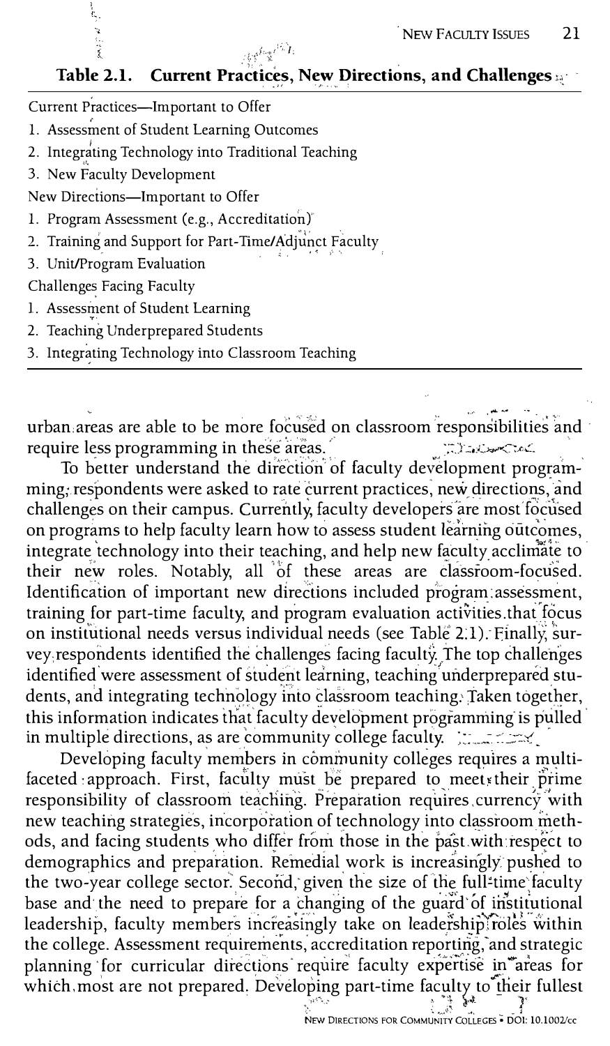**Table 2.1. Current Practices, New Directions, and Challenges**

Current Practices—Important to Offer

1. Assessment of Student Learning Outcomes
2. Integrating Technology into Traditional Teaching
3. New Faculty Development

New Directions—Important to Offer

1. Program Assessment (e.g., Accreditation)
2. Training and Support for Part-Time/Adjunct Faculty
3. Unit/Program Evaluation

Challenges Facing Faculty

1. Assessment of Student Learning
2. Teaching Underprepared Students
3. Integrating Technology into Classroom Teaching

urban areas are able to be more focused on classroom responsibilities and require less programming in these areas.

To better understand the direction of faculty development programming, respondents were asked to rate current practices, new directions, and challenges on their campus. Currently, faculty developers are most focused on programs to help faculty learn how to assess student learning outcomes, integrate technology into their teaching, and help new faculty acclimate to their new roles. Notably, all of these areas are classroom-focused. Identification of important new directions included program assessment, training for part-time faculty, and program evaluation activities that focus on institutional needs versus individual needs (see Table 2.1). Finally, survey respondents identified the challenges facing faculty. The top challenges identified were assessment of student learning, teaching underprepared students, and integrating technology into classroom teaching. Taken together, this information indicates that faculty development programming is pulled in multiple directions, as are community college faculty.

Developing faculty members in community colleges requires a multifaceted approach. First, faculty must be prepared to meet their prime responsibility of classroom teaching. Preparation requires currency with new teaching strategies, incorporation of technology into classroom methods, and facing students who differ from those in the past with respect to demographics and preparation. Remedial work is increasingly pushed to the two-year college sector. Second, given the size of the full-time faculty base and the need to prepare for a changing of the guard of institutional leadership, faculty members increasingly take on leadership roles within the college. Assessment requirements, accreditation reporting, and strategic planning for curricular directions require faculty expertise in areas for which most are not prepared. Developing part-time faculty to their fullest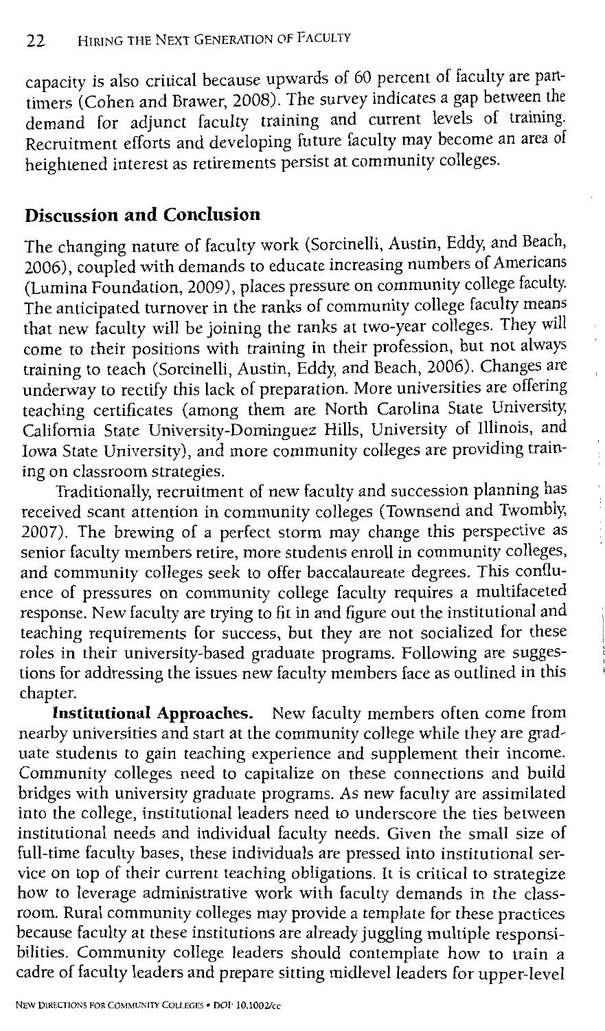capacity is also critical because upwards of 60 percent of faculty are part-timers (Cohen and Brawer, 2008). The survey indicates a gap between the demand for adjunct faculty training and current levels of training. Recruitment efforts and developing future faculty may become an area of heightened interest as retirements persist at community colleges.

## Discussion and Conclusion

The changing nature of faculty work (Sorcinelli, Austin, Eddy, and Beach, 2006), coupled with demands to educate increasing numbers of Americans (Lumina Foundation, 2009), places pressure on community college faculty. The anticipated turnover in the ranks of community college faculty means that new faculty will be joining the ranks at two-year colleges. They will come to their positions with training in their profession, but not always training to teach (Sorcinelli, Austin, Eddy, and Beach, 2006). Changes are underway to rectify this lack of preparation. More universities are offering teaching certificates (among them are North Carolina State University, California State University-Dominguez Hills, University of Illinois, and Iowa State University), and more community colleges are providing training on classroom strategies.

Traditionally, recruitment of new faculty and succession planning has received scant attention in community colleges (Townsend and Twombly, 2007). The brewing of a perfect storm may change this perspective as senior faculty members retire, more students enroll in community colleges, and community colleges seek to offer baccalaureate degrees. This confluence of pressures on community college faculty requires a multifaceted response. New faculty are trying to fit in and figure out the institutional and teaching requirements for success, but they are not socialized for these roles in their university-based graduate programs. Following are suggestions for addressing the issues new faculty members face as outlined in this chapter.

**Institutional Approaches.** New faculty members often come from nearby universities and start at the community college while they are graduate students to gain teaching experience and supplement their income. Community colleges need to capitalize on these connections and build bridges with university graduate programs. As new faculty are assimilated into the college, institutional leaders need to underscore the ties between institutional needs and individual faculty needs. Given the small size of full-time faculty bases, these individuals are pressed into institutional service on top of their current teaching obligations. It is critical to strategize how to leverage administrative work with faculty demands in the classroom. Rural community colleges may provide a template for these practices because faculty at these institutions are already juggling multiple responsibilities. Community college leaders should contemplate how to train a cadre of faculty leaders and prepare sitting midlevel leaders for upper-level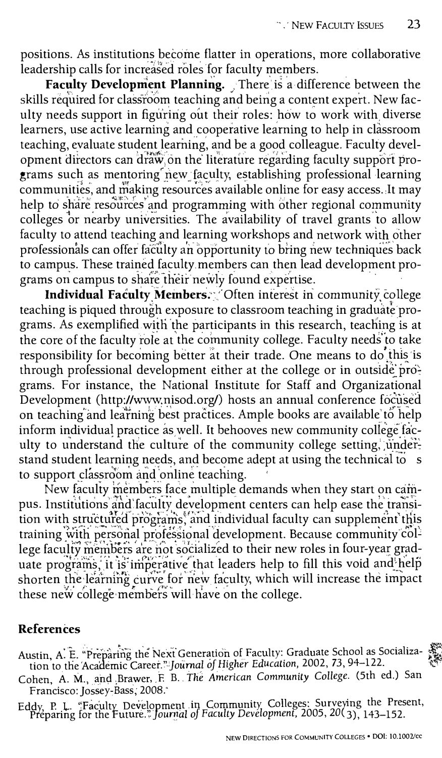positions. As institutions become flatter in operations, more collaborative leadership calls for increased roles for faculty members.

**Faculty Development Planning.** There is a difference between the skills required for classroom teaching and being a content expert. New faculty needs support in figuring out their roles: how to work with diverse learners, use active learning and cooperative learning to help in classroom teaching, evaluate student learning, and be a good colleague. Faculty development directors can draw on the literature regarding faculty support programs such as mentoring new faculty, establishing professional learning communities, and making resources available online for easy access. It may help to share resources and programming with other regional community colleges or nearby universities. The availability of travel grants to allow faculty to attend teaching and learning workshops and network with other professionals can offer faculty an opportunity to bring new techniques back to campus. These trained faculty members can then lead development programs on campus to share their newly found expertise.

**Individual Faculty Members.** Often interest in community college teaching is piqued through exposure to classroom teaching in graduate programs. As exemplified with the participants in this research, teaching is at the core of the faculty role at the community college. Faculty needs to take responsibility for becoming better at their trade. One means to do this is through professional development either at the college or in outside programs. For instance, the National Institute for Staff and Organizational Development (http://www.nisod.org/) hosts an annual conference focused on teaching and learning best practices. Ample books are available to help inform individual practice as well. It behooves new community college faculty to understand the culture of the community college setting, understand student learning needs, and become adept at using the technical to s to support classroom and online teaching.

New faculty members face multiple demands when they start on campus. Institutions and faculty development centers can help ease the transition with structured programs, and individual faculty can supplement this training with personal professional development. Because community college faculty members are not socialized to their new roles in four-year graduate programs, it is imperative that leaders help to fill this void and help shorten the learning curve for new faculty, which will increase the impact these new college members will have on the college.

## References

Austin, A. E. "Preparing the Next Generation of Faculty: Graduate School as Socialization to the Academic Career." *Journal of Higher Education*, 2002, 73, 94–122.

Cohen, A. M., and Brawer, F. B. *The American Community College*. (5th ed.) San Francisco: Jossey-Bass, 2008.

Eddy, P. L. "Faculty Development in Community Colleges: Surveying the Present, Preparing for the Future." *Journal of Faculty Development*, 2005, 20(3), 143–152.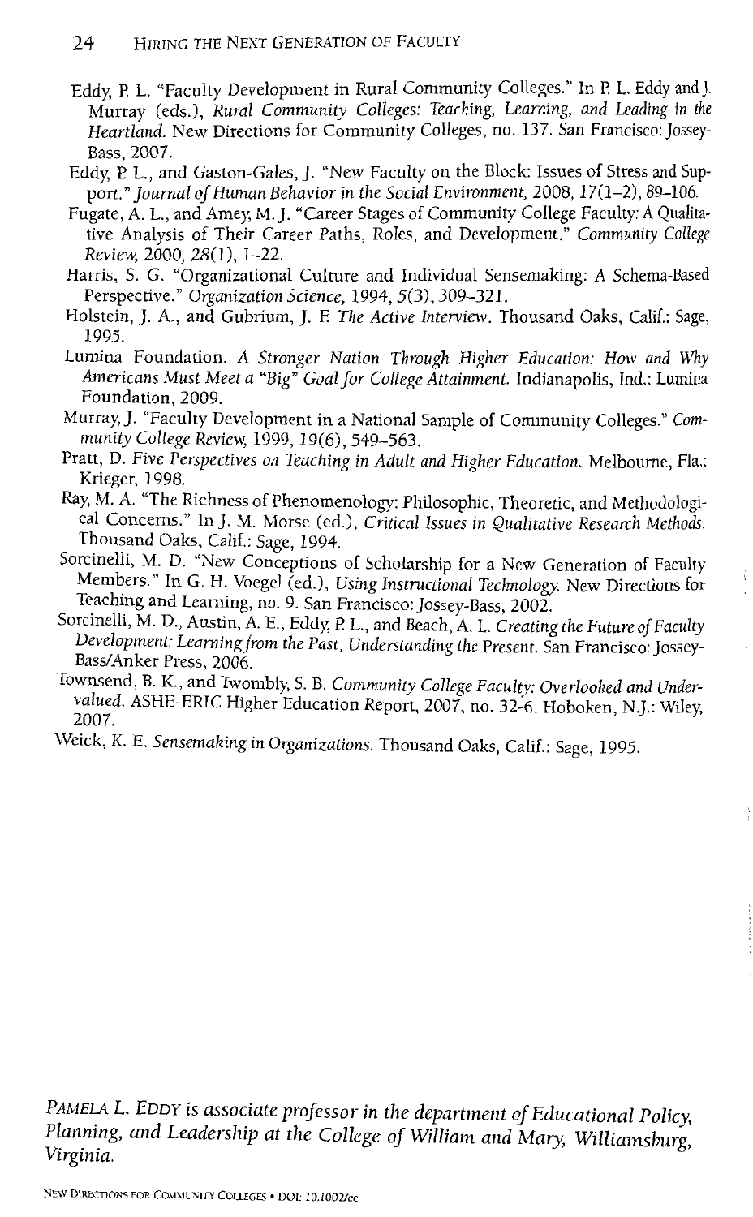Eddy, P. L. "Faculty Development in Rural Community Colleges." In P. L. Eddy and J. Murray (eds.), *Rural Community Colleges: Teaching, Learning, and Leading in the Heartland.* New Directions for Community Colleges, no. 137. San Francisco: Jossey-Bass, 2007.

Eddy, P. L., and Gaston-Gales, J. "New Faculty on the Block: Issues of Stress and Support." *Journal of Human Behavior in the Social Environment,* 2008, *17*(1–2), 89–106.

Fugate, A. L., and Amey, M. J. "Career Stages of Community College Faculty: A Qualitative Analysis of Their Career Paths, Roles, and Development." *Community College Review,* 2000, *28*(1), 1–22.

Harris, S. G. "Organizational Culture and Individual Sensemaking: A Schema-Based Perspective." *Organization Science,* 1994, *5*(3), 309–321.

Holstein, J. A., and Gubrium, J. F. *The Active Interview.* Thousand Oaks, Calif.: Sage, 1995.

Lumina Foundation. *A Stronger Nation Through Higher Education: How and Why Americans Must Meet a "Big" Goal for College Attainment.* Indianapolis, Ind.: Lumina Foundation, 2009.

Murray, J. "Faculty Development in a National Sample of Community Colleges." *Community College Review,* 1999, *19*(6), 549–563.

Pratt, D. *Five Perspectives on Teaching in Adult and Higher Education.* Melbourne, Fla.: Krieger, 1998.

Ray, M. A. "The Richness of Phenomenology: Philosophic, Theoretic, and Methodological Concerns." In J. M. Morse (ed.), *Critical Issues in Qualitative Research Methods.* Thousand Oaks, Calif.: Sage, 1994.

Sorcinelli, M. D. "New Conceptions of Scholarship for a New Generation of Faculty Members." In G. H. Voegel (ed.), *Using Instructional Technology.* New Directions for Teaching and Learning, no. 9. San Francisco: Jossey-Bass, 2002.

Sorcinelli, M. D., Austin, A. E., Eddy, P. L., and Beach, A. L. *Creating the Future of Faculty Development: Learning from the Past, Understanding the Present.* San Francisco: Jossey-Bass/Anker Press, 2006.

Townsend, B. K., and Twombly, S. B. *Community College Faculty: Overlooked and Undervalued.* ASHE-ERIC Higher Education Report, 2007, no. 32-6. Hoboken, N.J.: Wiley, 2007.

Weick, K. E. *Sensemaking in Organizations.* Thousand Oaks, Calif.: Sage, 1995.

*PAMELA L. EDDY is associate professor in the department of Educational Policy, Planning, and Leadership at the College of William and Mary, Williamsburg, Virginia.*